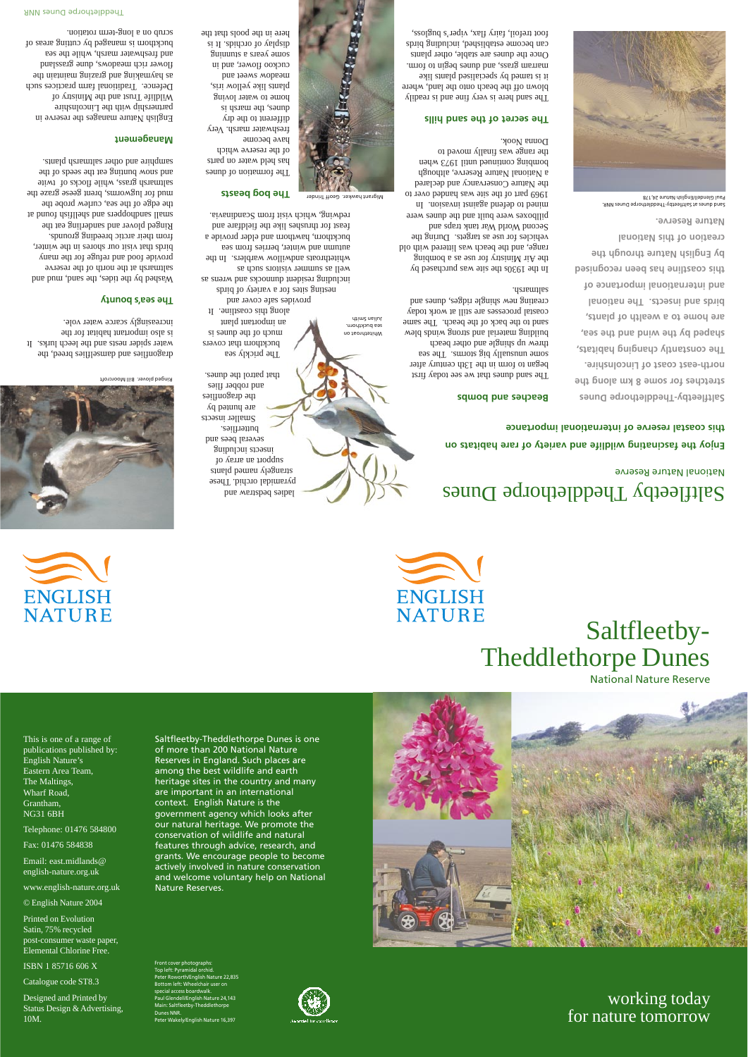# Saltfleetby-Theddlethorpe Dunes

National Nature Reserve

**Enjoy the fascinating wildlife and variety of rare habitats on this coastal reserve of international importance**

**Saltfleetby-Theddlethorpe Dunes stretches for some 8 km along the north-east coast of Lincolnshire. The constantly changing habitats, shaped by the wind and the sea, are home to a wealth of plants, birds and insects. The national and international importance of this coastline has been recognised by English Nature through the creation of this National Nature Reserve.**

Sand dunes at Saltfleetby-Theddlethorpe Dunes NNR.
Paul Glendell/English Nature 24,178

## Beaches and bombs

The sand dunes that we see today first began to form in the 13th century after some unusually big storms. The sea threw up shingle and other beach building material and strong winds blew sand to the back of the beach. The same coastal processes are still at work today creating new shingle ridges, dunes and saltmarsh.

In the 1930s the site was purchased by the Air Ministry for use as a bombing range, and the beach was littered with old vehicles for use as targets. During the Second World War tank traps and pillboxes were built and the dunes were mined to defend against invasion. In 1969 part of the site was handed over to the Nature Conservancy and declared a National Nature Reserve, although bombing continued until 1973 when the range was finally moved to Donna Nook.

## The secret of the sand hills

The sand here is very fine and is readily blown off the beach onto the land, where it is tamed by specialised plants like marram grass, and dunes begin to form. Once the dunes are stable, other plants can become established, including birds foot trefoil, fairy flax, viper's bugloss, ladies bedstraw and pyramidal orchid. These strangely named plants support an array of insects including several bees and butterflies. Smaller insects are hunted by the dragonflies and robber flies that patrol the dunes.

Whitethroat on sea buckthorn.
Julian Smith

The prickly sea buckthorn that covers much of the dunes is an important plant along this coastline. It provides safe cover and nesting sites for a variety of birds including resident dunnocks and wrens as well as summer visitors such as whitethroats andwillow warblers. In the autumn and winter, berries from sea buckthorn, hawthorn and elder provide a feast for thrushes like the fieldfare and redwing, which visit from Scandinavia.

## The bog beasts

The formation of dunes has held water on parts of the reserve which have become freshwater marsh. Very different to the dry dunes, the marsh is home to water loving plants like yellow iris, meadow sweet and cuckoo flower, and in some years a stunning display of orchids. It is here in the pools that the dragonflies and damselflies breed, the water spider nests and the leech lurks. It is also important habitat for the increasingly scarce water vole.

Migrant hawker. Geoff Trinder

## The sea's bounty

Washed by the tides, the sand, mud and saltmarsh at the north of the reserve provide food and refuge for the many birds that visit our shores in the winter, from their arctic breeding grounds. Ringed plover and sanderling eat the small sandhoppers and shellfish found at the edge of the sea, curlew probe the mud for lugworms, brent geese graze the saltmarsh grass, while flocks of twite and snow bunting eat the seeds of the samphire and other saltmarsh plants.

Ringed plover. Bill Moorcroft

## Management

English Nature manages the reserve in partnership with the Lincolnshire Wildlife Trust and the Ministry of Defence. Traditional farm practices such as haymaking and grazing maintain the flower rich meadows, dune grassland and freshwater marsh, while the sea buckthorn is managed by cutting areas of scrub on a long-term rotation.

Theddlethorpe Dunes NNR

ENGLISH NATURE

# Saltfleetby-Theddlethorpe Dunes

National Nature Reserve

working today for nature tomorrow

Front cover photographs:
Top left: Pyramidal orchid.
Peter Roworth/English Nature 22,835
Bottom left: Wheelchair user on special access boardwalk.
Paul Glendell/English Nature 24,143
Main: Saltfleetby-Theddlethorpe Dunes NNR.
Peter Wakely/English Nature 16,397

Saltfleetby-Theddlethorpe Dunes is one of more than 200 National Nature Reserves in England. Such places are among the best wildlife and earth heritage sites in the country and many are important in an international context. English Nature is the government agency which looks after our natural heritage. We promote the conservation of wildlife and natural features through advice, research, and grants. We encourage people to become actively involved in nature conservation and welcome voluntary help on National Nature Reserves.

This is one of a range of publications published by:
English Nature's
Eastern Area Team,
The Maltings,
Wharf Road,
Grantham,
NG31 6BH

Telephone: 01476 584800

Fax: 01476 584838

Email: east.midlands@english-nature.org.uk

www.english-nature.org.uk

© English Nature 2004

Printed on Evolution Satin, 75% recycled post-consumer waste paper, Elemental Chlorine Free.

ISBN 1 85716 606 X

Catalogue code ST8.3

Designed and Printed by Status Design & Advertising, 10M.

Awarded for excellence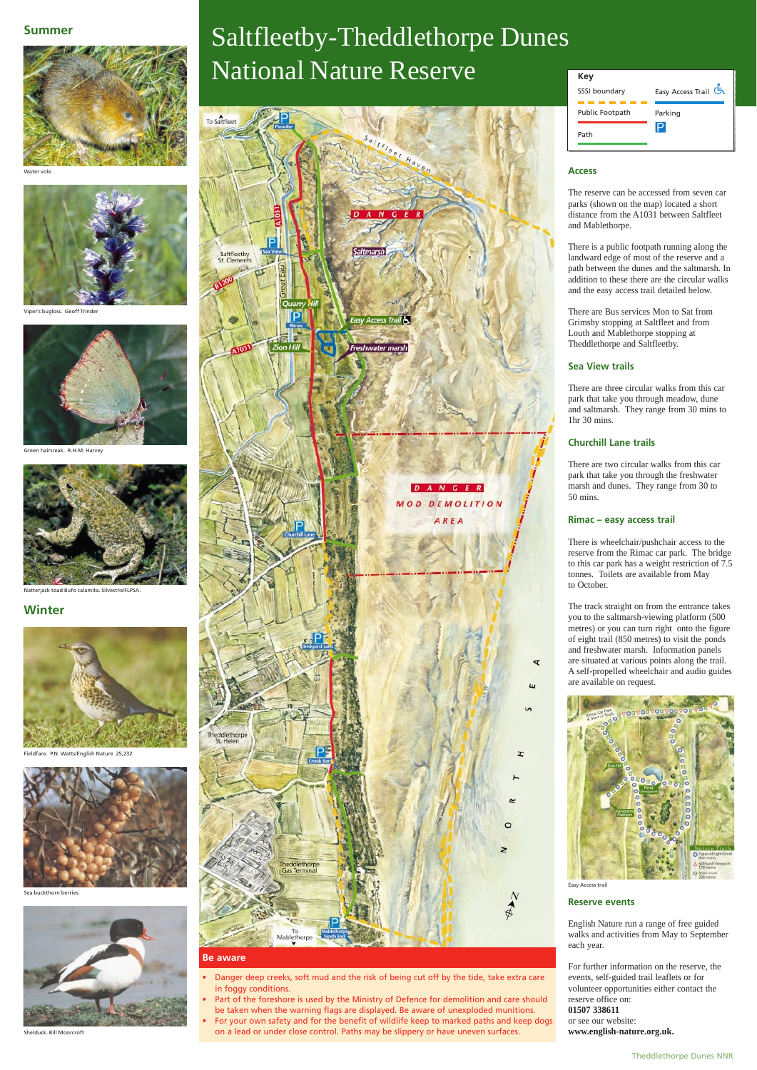## Summer

Water vole.

Viper's bugloss. Geoff Trinder

Green hairsreak. R.H.M. Harvey

Natterjack toad Bufo calamita. Silvestris/FLPSA.

## Winter

Fieldfare. P.N. Watts/English Nature 25,232

Sea buckthorn berries.

Shelduck. Bill Moorcroft

# Saltfleetby-Theddlethorpe Dunes National Nature Reserve

**Key**

- SSSI boundary
- Easy Access Trail
- Public Footpath
- Parking
- Path

To Saltfleet
Paradise
Saltfleet Haven
DANGER
A1031
Sea View
Saltmarsh
Saltfleetby St. Clements
Great Eau
B1200
Quarry Hill
Rimac
Easy Access Trail
A1031
Zion Hill
Freshwater marsh
DANGER
MOD DEMOLITION AREA
Churchill Lane
Brickyard Lane
NORTH SEA
Theddlethorpe St. Helen
Crook Bank
Theddlethorpe Gas Terminal
To Mablethorpe
Mablethorpe North End
N

## Be aware

- Danger deep creeks, soft mud and the risk of being cut off by the tide, take extra care in foggy conditions.
- Part of the foreshore is used by the Ministry of Defence for demolition and care should be taken when the warning flags are displayed. Be aware of unexploded munitions.
- For your own safety and for the benefit of wildlife keep to marked paths and keep dogs on a lead or under close control. Paths may be slippery or have uneven surfaces.

## Access

The reserve can be accessed from seven car parks (shown on the map) located a short distance from the A1031 between Saltfleet and Mablethorpe.

There is a public footpath running along the landward edge of most of the reserve and a path between the dunes and the saltmarsh. In addition to these there are the circular walks and the easy access trail detailed below.

There are Bus services Mon to Sat from Grimsby stopping at Saltfleet and from Louth and Mablethorpe stopping at Theddlethorpe and Saltfleetby.

## Sea View trails

There are three circular walks from this car park that take you through meadow, dune and saltmarsh. They range from 30 mins to 1hr 30 mins.

## Churchill Lane trails

There are two circular walks from this car park that take you through the freshwater marsh and dunes. They range from 30 to 50 mins.

## Rimac – easy access trail

There is wheelchair/pushchair access to the reserve from the Rimac car park. The bridge to this car park has a weight restriction of 7.5 tonnes. Toilets are available from May to October.

The track straight on from the entrance takes you to the saltmarsh-viewing platform (500 metres) or you can turn right onto the figure of eight trail (850 metres) to visit the ponds and freshwater marsh. Information panels are situated at various points along the trail. A self-propelled wheelchair and audio guides are available on request.

Rimac Car Park & Start of Trails
Zion Hill
Pond Viewpoint
Panorama Platform
Nature Trails
Figure of Eight Circuit 850 metres
Saltmarsh Viewpoint 370 metres
Short circuit 500 metres

Easy Access trail

## Reserve events

English Nature run a range of free guided walks and activities from May to September each year.

For further information on the reserve, the events, self-guided trail leaflets or for volunteer opportunities either contact the reserve office on:
**01507 338611**
or see our website:
**www.english-nature.org.uk.**